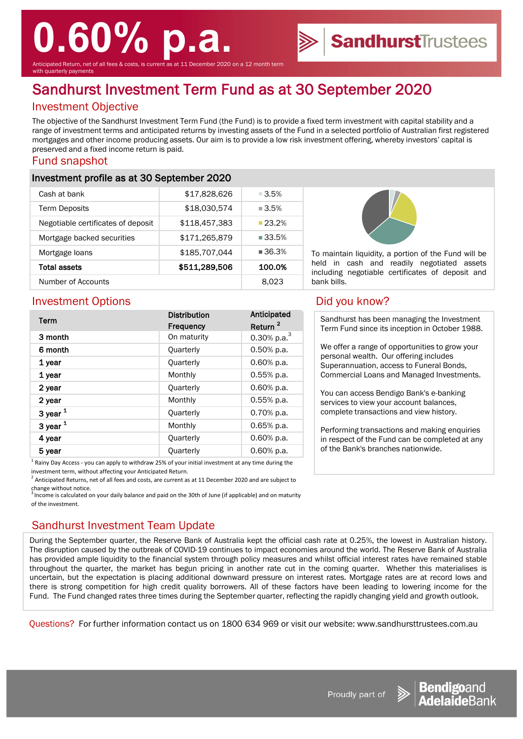# 0.60% p.a.

Anticipated Return, net of all fees & costs, is current as at 11 December 2020 on a 12 month term with quarterly payments

SandhurstTrustees

# Sandhurst Investment Term Fund as at 30 September 2020

## Investment Objective

The objective of the Sandhurst Investment Term Fund (the Fund) is to provide a fixed term investment with capital stability and a range of investment terms and anticipated returns by investing assets of the Fund in a selected portfolio of Australian first registered mortgages and other income producing assets. Our aim is to provide a low risk investment offering, whereby investors' capital is preserved and a fixed income return is paid.

## Fund snapshot

### Investment profile as at 30 September 2020

| | | |
|---|---|---|
| Cash at bank | $17,828,626 | 3.5% |
| Term Deposits | $18,030,574 | 3.5% |
| Negotiable certificates of deposit | $118,457,383 | 23.2% |
| Mortgage backed securities | $171,265,879 | 33.5% |
| Mortgage loans | $185,707,044 | 36.3% |
| **Total assets** | **$511,289,506** | **100.0%** |
| Number of Accounts | | 8,023 |

To maintain liquidity, a portion of the Fund will be held in cash and readily negotiated assets including negotiable certificates of deposit and bank bills.

## Investment Options

| Term | Distribution Frequency | Anticipated Return [2] |
|---|---|---|
| 3 month | On maturity | 0.30% p.a.[3] |
| 6 month | Quarterly | 0.50% p.a. |
| 1 year | Quarterly | 0.60% p.a. |
| 1 year | Monthly | 0.55% p.a. |
| 2 year | Quarterly | 0.60% p.a. |
| 2 year | Monthly | 0.55% p.a. |
| 3 year [1] | Quarterly | 0.70% p.a. |
| 3 year [1] | Monthly | 0.65% p.a. |
| 4 year | Quarterly | 0.60% p.a. |
| 5 year | Quarterly | 0.60% p.a. |

[1] Rainy Day Access - you can apply to withdraw 25% of your initial investment at any time during the investment term, without affecting your Anticipated Return.
[2] Anticipated Returns, net of all fees and costs, are current as at 11 December 2020 and are subject to change without notice.
[3] Income is calculated on your daily balance and paid on the 30th of June (if applicable) and on maturity of the investment.

## Did you know?

Sandhurst has been managing the Investment Term Fund since its inception in October 1988.

We offer a range of opportunities to grow your personal wealth. Our offering includes Superannuation, access to Funeral Bonds, Commercial Loans and Managed Investments.

You can access Bendigo Bank's e-banking services to view your account balances, complete transactions and view history.

Performing transactions and making enquiries in respect of the Fund can be completed at any of the Bank's branches nationwide.

## Sandhurst Investment Team Update

During the September quarter, the Reserve Bank of Australia kept the official cash rate at 0.25%, the lowest in Australian history. The disruption caused by the outbreak of COVID-19 continues to impact economies around the world. The Reserve Bank of Australia has provided ample liquidity to the financial system through policy measures and whilst official interest rates have remained stable throughout the quarter, the market has begun pricing in another rate cut in the coming quarter. Whether this materialises is uncertain, but the expectation is placing additional downward pressure on interest rates. Mortgage rates are at record lows and there is strong competition for high credit quality borrowers. All of these factors have been leading to lowering income for the Fund. The Fund changed rates three times during the September quarter, reflecting the rapidly changing yield and growth outlook.

Questions? For further information contact us on 1800 634 969 or visit our website: www.sandhursttrustees.com.au

Proudly part of Bendigo and Adelaide Bank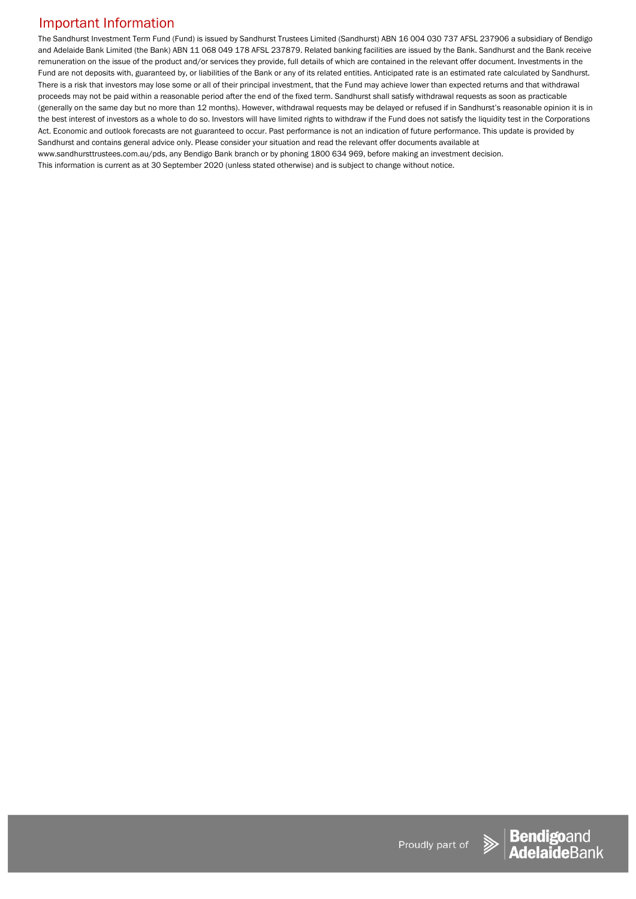## Important Information

The Sandhurst Investment Term Fund (Fund) is issued by Sandhurst Trustees Limited (Sandhurst) ABN 16 004 030 737 AFSL 237906 a subsidiary of Bendigo and Adelaide Bank Limited (the Bank) ABN 11 068 049 178 AFSL 237879. Related banking facilities are issued by the Bank. Sandhurst and the Bank receive remuneration on the issue of the product and/or services they provide, full details of which are contained in the relevant offer document. Investments in the Fund are not deposits with, guaranteed by, or liabilities of the Bank or any of its related entities. Anticipated rate is an estimated rate calculated by Sandhurst. There is a risk that investors may lose some or all of their principal investment, that the Fund may achieve lower than expected returns and that withdrawal proceeds may not be paid within a reasonable period after the end of the fixed term. Sandhurst shall satisfy withdrawal requests as soon as practicable (generally on the same day but no more than 12 months). However, withdrawal requests may be delayed or refused if in Sandhurst's reasonable opinion it is in the best interest of investors as a whole to do so. Investors will have limited rights to withdraw if the Fund does not satisfy the liquidity test in the Corporations Act. Economic and outlook forecasts are not guaranteed to occur. Past performance is not an indication of future performance. This update is provided by Sandhurst and contains general advice only. Please consider your situation and read the relevant offer documents available at www.sandhursttrustees.com.au/pds, any Bendigo Bank branch or by phoning 1800 634 969, before making an investment decision.
This information is current as at 30 September 2020 (unless stated otherwise) and is subject to change without notice.

Proudly part of Bendigo and Adelaide Bank